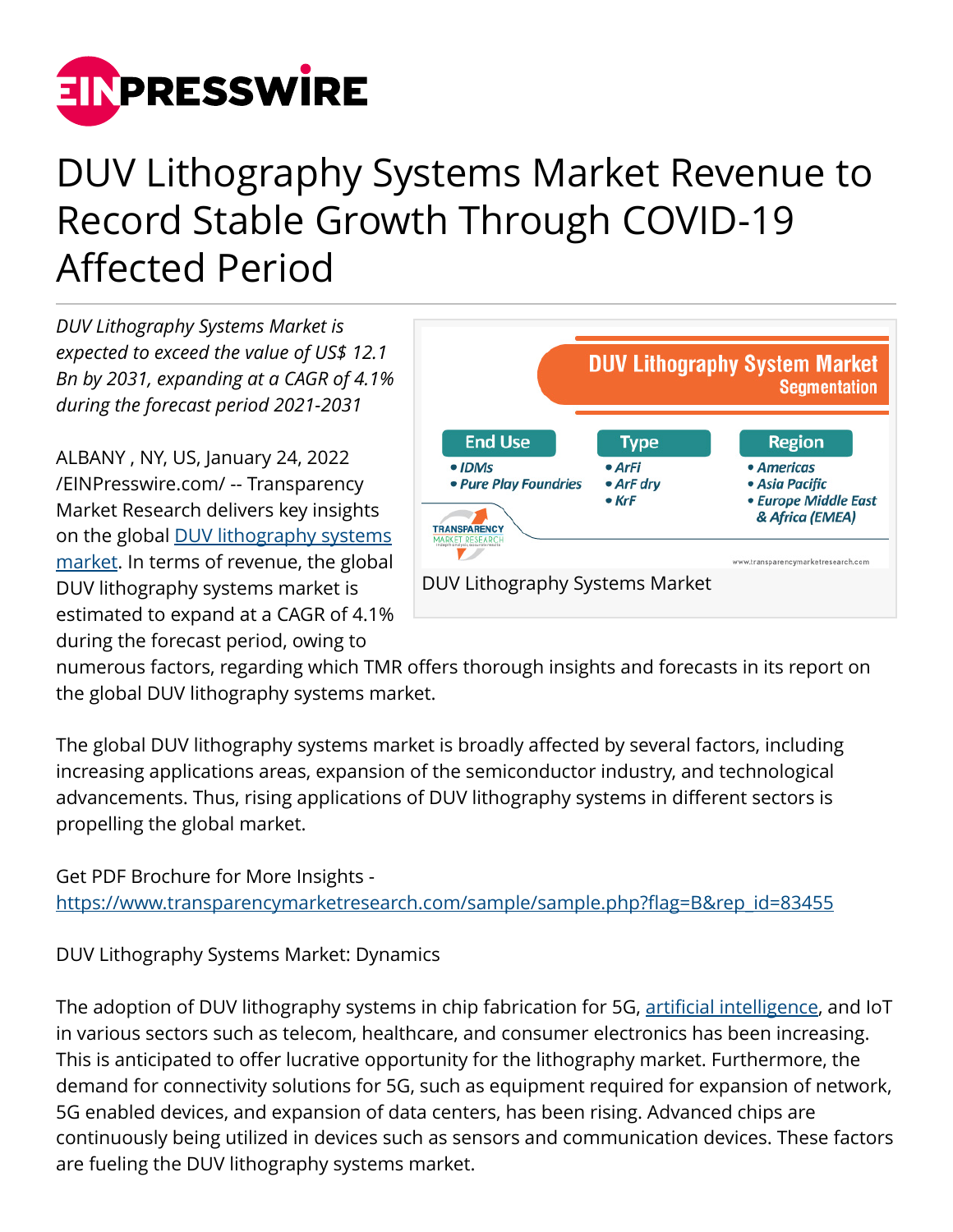// EIN Presswire logo omitted

# DUV Lithography Systems Market Revenue to Record Stable Growth Through COVID-19 Affected Period

*DUV Lithography Systems Market is expected to exceed the value of US$ 12.1 Bn by 2031, expanding at a CAGR of 4.1% during the forecast period 2021-2031*

DUV Lithography Systems Market

ALBANY , NY, US, January 24, 2022 /EINPresswire.com/ -- Transparency Market Research delivers key insights on the global DUV lithography systems market. In terms of revenue, the global DUV lithography systems market is estimated to expand at a CAGR of 4.1% during the forecast period, owing to numerous factors, regarding which TMR offers thorough insights and forecasts in its report on the global DUV lithography systems market.

The global DUV lithography systems market is broadly affected by several factors, including increasing applications areas, expansion of the semiconductor industry, and technological advancements. Thus, rising applications of DUV lithography systems in different sectors is propelling the global market.

Get PDF Brochure for More Insights - https://www.transparencymarketresearch.com/sample/sample.php?flag=B&rep_id=83455

DUV Lithography Systems Market: Dynamics

The adoption of DUV lithography systems in chip fabrication for 5G, artificial intelligence, and IoT in various sectors such as telecom, healthcare, and consumer electronics has been increasing. This is anticipated to offer lucrative opportunity for the lithography market. Furthermore, the demand for connectivity solutions for 5G, such as equipment required for expansion of network, 5G enabled devices, and expansion of data centers, has been rising. Advanced chips are continuously being utilized in devices such as sensors and communication devices. These factors are fueling the DUV lithography systems market.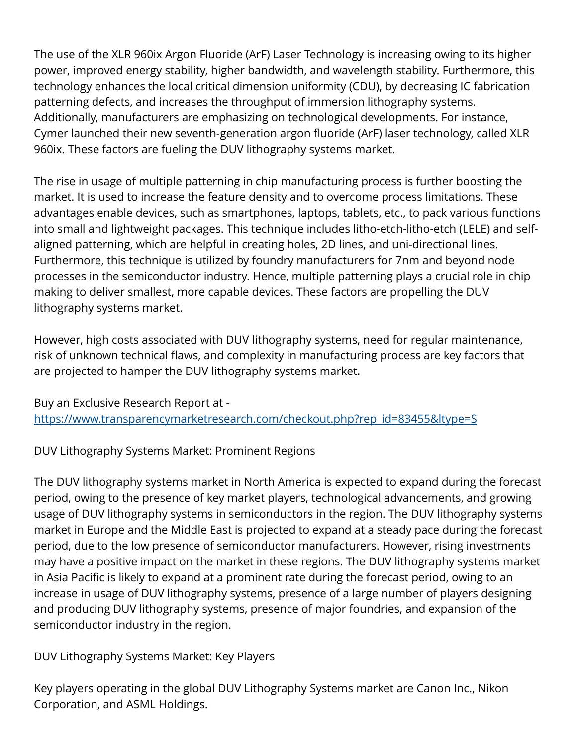The use of the XLR 960ix Argon Fluoride (ArF) Laser Technology is increasing owing to its higher power, improved energy stability, higher bandwidth, and wavelength stability. Furthermore, this technology enhances the local critical dimension uniformity (CDU), by decreasing IC fabrication patterning defects, and increases the throughput of immersion lithography systems. Additionally, manufacturers are emphasizing on technological developments. For instance, Cymer launched their new seventh-generation argon fluoride (ArF) laser technology, called XLR 960ix. These factors are fueling the DUV lithography systems market.

The rise in usage of multiple patterning in chip manufacturing process is further boosting the market. It is used to increase the feature density and to overcome process limitations. These advantages enable devices, such as smartphones, laptops, tablets, etc., to pack various functions into small and lightweight packages. This technique includes litho-etch-litho-etch (LELE) and self-aligned patterning, which are helpful in creating holes, 2D lines, and uni-directional lines. Furthermore, this technique is utilized by foundry manufacturers for 7nm and beyond node processes in the semiconductor industry. Hence, multiple patterning plays a crucial role in chip making to deliver smallest, more capable devices. These factors are propelling the DUV lithography systems market.

However, high costs associated with DUV lithography systems, need for regular maintenance, risk of unknown technical flaws, and complexity in manufacturing process are key factors that are projected to hamper the DUV lithography systems market.

Buy an Exclusive Research Report at - [https://www.transparencymarketresearch.com/checkout.php?rep_id=83455&ltype=S](https://www.transparencymarketresearch.com/checkout.php?rep_id=83455&ltype=S)

## DUV Lithography Systems Market: Prominent Regions

The DUV lithography systems market in North America is expected to expand during the forecast period, owing to the presence of key market players, technological advancements, and growing usage of DUV lithography systems in semiconductors in the region. The DUV lithography systems market in Europe and the Middle East is projected to expand at a steady pace during the forecast period, due to the low presence of semiconductor manufacturers. However, rising investments may have a positive impact on the market in these regions. The DUV lithography systems market in Asia Pacific is likely to expand at a prominent rate during the forecast period, owing to an increase in usage of DUV lithography systems, presence of a large number of players designing and producing DUV lithography systems, presence of major foundries, and expansion of the semiconductor industry in the region.

## DUV Lithography Systems Market: Key Players

Key players operating in the global DUV Lithography Systems market are Canon Inc., Nikon Corporation, and ASML Holdings.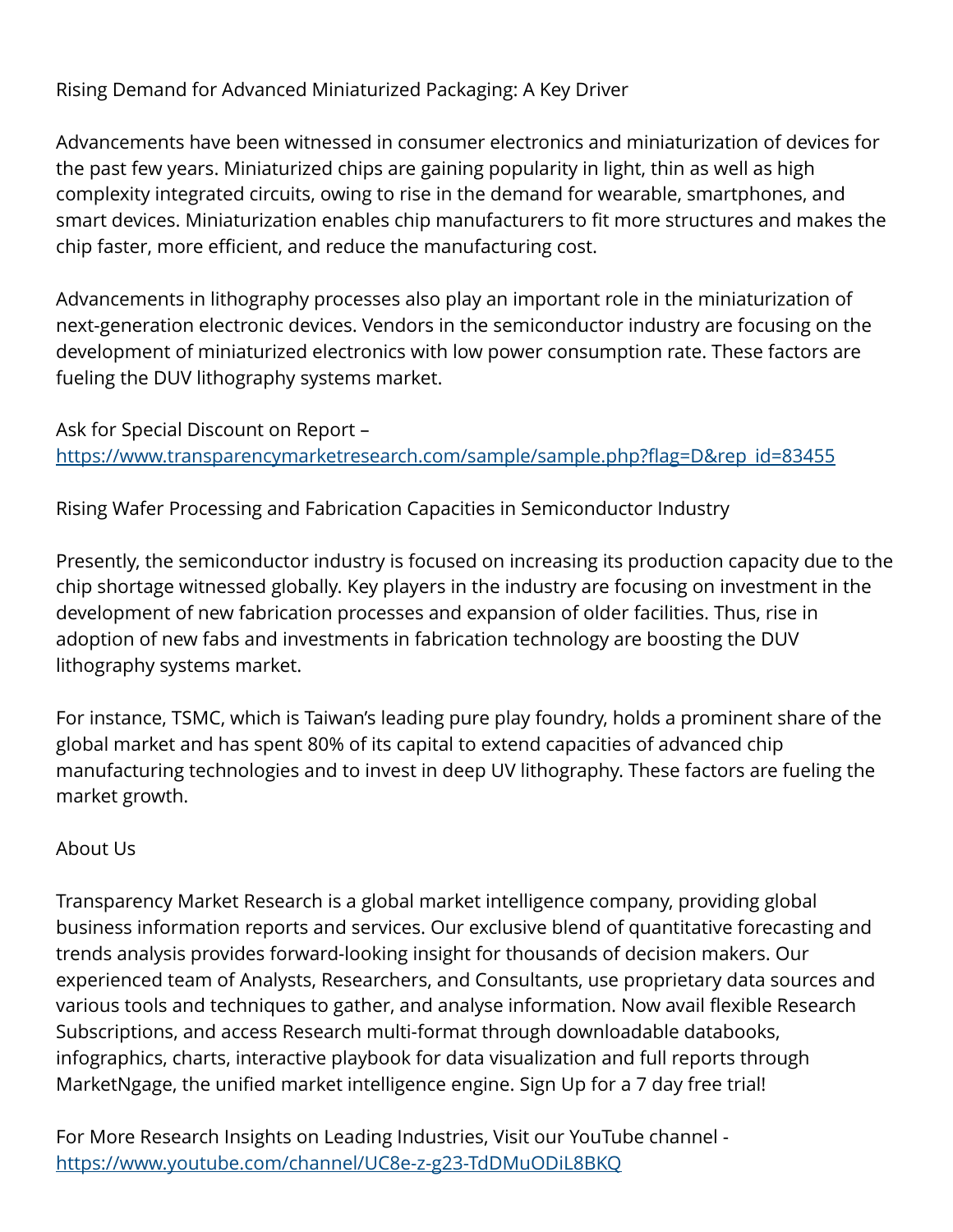## Rising Demand for Advanced Miniaturized Packaging: A Key Driver

Advancements have been witnessed in consumer electronics and miniaturization of devices for the past few years. Miniaturized chips are gaining popularity in light, thin as well as high complexity integrated circuits, owing to rise in the demand for wearable, smartphones, and smart devices. Miniaturization enables chip manufacturers to fit more structures and makes the chip faster, more efficient, and reduce the manufacturing cost.

Advancements in lithography processes also play an important role in the miniaturization of next-generation electronic devices. Vendors in the semiconductor industry are focusing on the development of miniaturized electronics with low power consumption rate. These factors are fueling the DUV lithography systems market.

Ask for Special Discount on Report – [https://www.transparencymarketresearch.com/sample/sample.php?flag=D&rep_id=83455](https://www.transparencymarketresearch.com/sample/sample.php?flag=D&rep_id=83455)

## Rising Wafer Processing and Fabrication Capacities in Semiconductor Industry

Presently, the semiconductor industry is focused on increasing its production capacity due to the chip shortage witnessed globally. Key players in the industry are focusing on investment in the development of new fabrication processes and expansion of older facilities. Thus, rise in adoption of new fabs and investments in fabrication technology are boosting the DUV lithography systems market.

For instance, TSMC, which is Taiwan's leading pure play foundry, holds a prominent share of the global market and has spent 80% of its capital to extend capacities of advanced chip manufacturing technologies and to invest in deep UV lithography. These factors are fueling the market growth.

## About Us

Transparency Market Research is a global market intelligence company, providing global business information reports and services. Our exclusive blend of quantitative forecasting and trends analysis provides forward-looking insight for thousands of decision makers. Our experienced team of Analysts, Researchers, and Consultants, use proprietary data sources and various tools and techniques to gather, and analyse information. Now avail flexible Research Subscriptions, and access Research multi-format through downloadable databooks, infographics, charts, interactive playbook for data visualization and full reports through MarketNgage, the unified market intelligence engine. Sign Up for a 7 day free trial!

For More Research Insights on Leading Industries, Visit our YouTube channel - [https://www.youtube.com/channel/UC8e-z-g23-TdDMuODiL8BKQ](https://www.youtube.com/channel/UC8e-z-g23-TdDMuODiL8BKQ)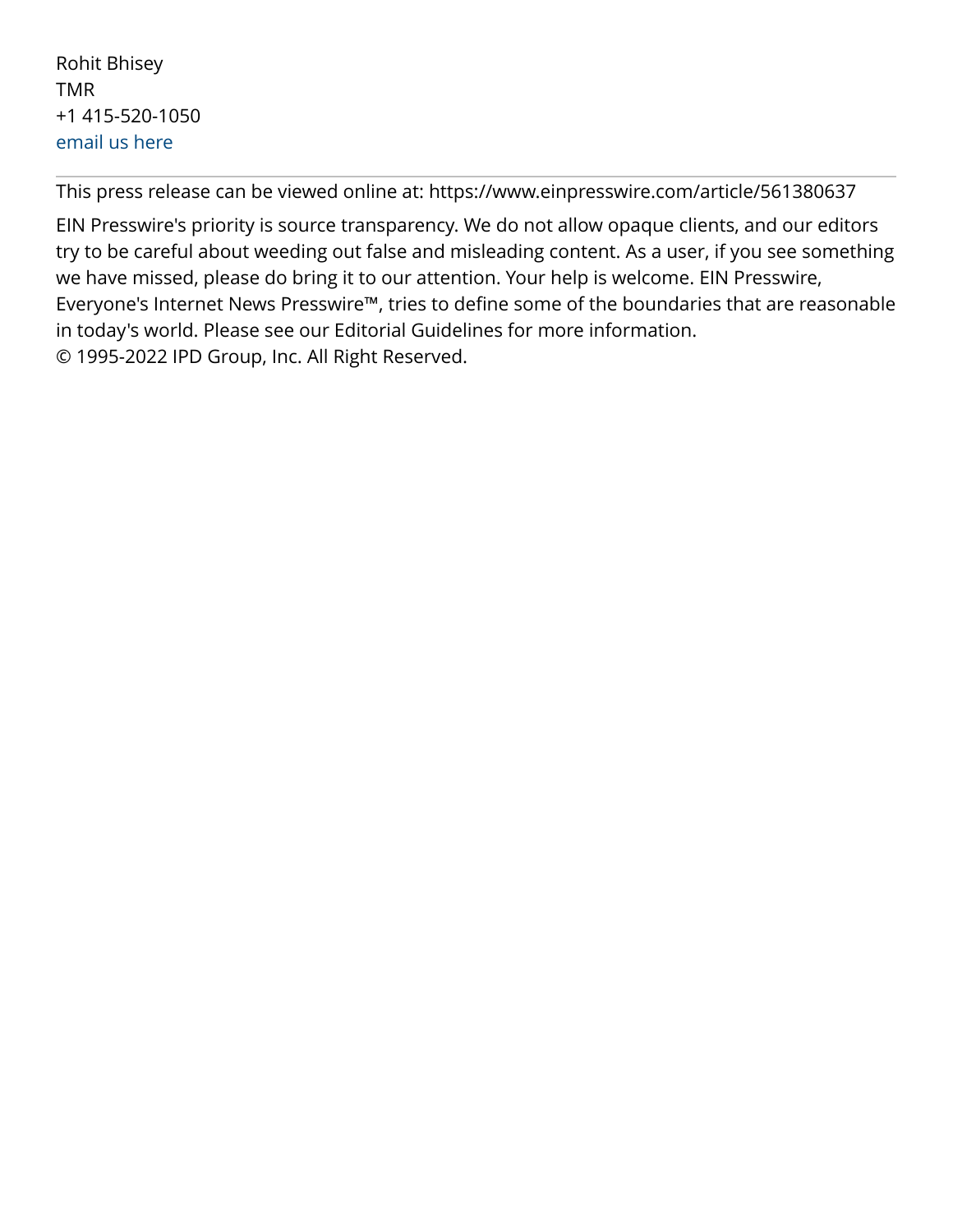Rohit Bhisey
TMR
+1 415-520-1050
email us here

---

This press release can be viewed online at: https://www.einpresswire.com/article/561380637

EIN Presswire's priority is source transparency. We do not allow opaque clients, and our editors try to be careful about weeding out false and misleading content. As a user, if you see something we have missed, please do bring it to our attention. Your help is welcome. EIN Presswire, Everyone's Internet News Presswire™, tries to define some of the boundaries that are reasonable in today's world. Please see our Editorial Guidelines for more information.
© 1995-2022 IPD Group, Inc. All Right Reserved.